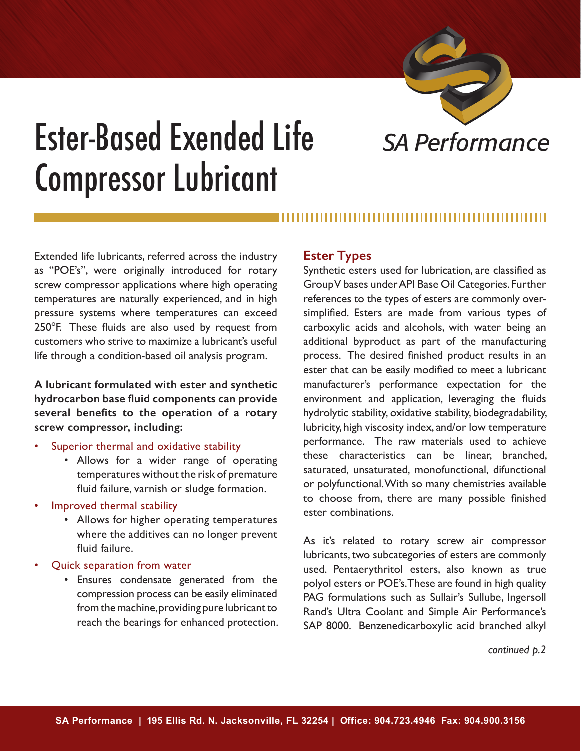# Ester-Based Exended Life Compressor Lubricant

SA Performance

Extended life lubricants, referred across the industry as "POE's", were originally introduced for rotary screw compressor applications where high operating temperatures are naturally experienced, and in high pressure systems where temperatures can exceed 250°F. These fluids are also used by request from customers who strive to maximize a lubricant's useful life through a condition-based oil analysis program.

**A lubricant formulated with ester and synthetic hydrocarbon base fluid components can provide several benefits to the operation of a rotary screw compressor, including:**

- Superior thermal and oxidative stability
  - Allows for a wider range of operating temperatures without the risk of premature fluid failure, varnish or sludge formation.
- Improved thermal stability
  - Allows for higher operating temperatures where the additives can no longer prevent fluid failure.
- Quick separation from water
  - Ensures condensate generated from the compression process can be easily eliminated from the machine, providing pure lubricant to reach the bearings for enhanced protection.

## Ester Types

Synthetic esters used for lubrication, are classified as Group V bases under API Base Oil Categories. Further references to the types of esters are commonly over-simplified. Esters are made from various types of carboxylic acids and alcohols, with water being an additional byproduct as part of the manufacturing process. The desired finished product results in an ester that can be easily modified to meet a lubricant manufacturer's performance expectation for the environment and application, leveraging the fluids hydrolytic stability, oxidative stability, biodegradability, lubricity, high viscosity index, and/or low temperature performance. The raw materials used to achieve these characteristics can be linear, branched, saturated, unsaturated, monofunctional, difunctional or polyfunctional. With so many chemistries available to choose from, there are many possible finished ester combinations.

As it's related to rotary screw air compressor lubricants, two subcategories of esters are commonly used. Pentaerythritol esters, also known as true polyol esters or POE's. These are found in high quality PAG formulations such as Sullair's Sullube, Ingersoll Rand's Ultra Coolant and Simple Air Performance's SAP 8000. Benzenedicarboxylic acid branched alkyl

*continued p.2*

**SA Performance | 195 Ellis Rd. N. Jacksonville, FL 32254 | Office: 904.723.4946 Fax: 904.900.3156**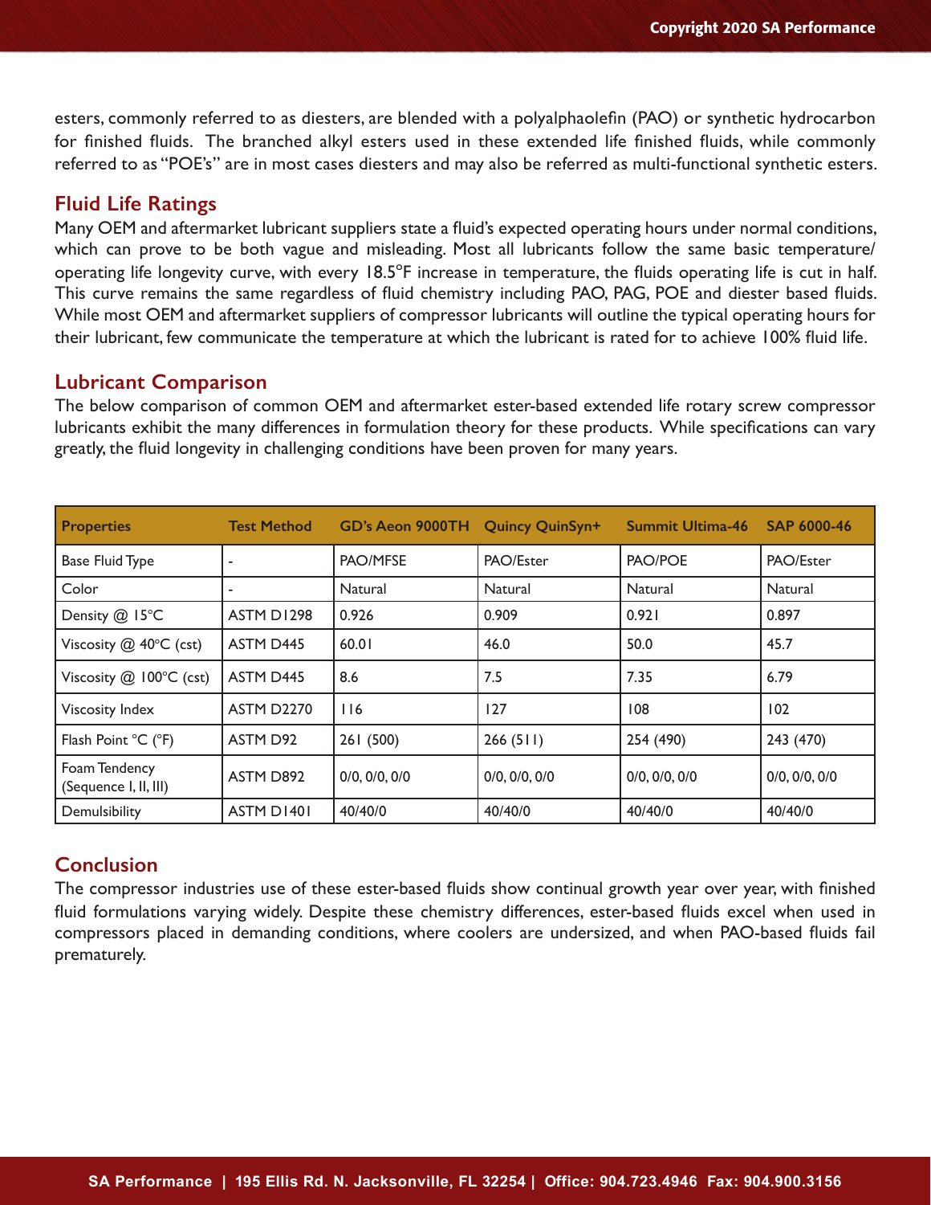esters, commonly referred to as diesters, are blended with a polyalphaolefin (PAO) or synthetic hydrocarbon for finished fluids. The branched alkyl esters used in these extended life finished fluids, while commonly referred to as "POE's" are in most cases diesters and may also be referred as multi-functional synthetic esters.

## Fluid Life Ratings

Many OEM and aftermarket lubricant suppliers state a fluid's expected operating hours under normal conditions, which can prove to be both vague and misleading. Most all lubricants follow the same basic temperature/ operating life longevity curve, with every 18.5°F increase in temperature, the fluids operating life is cut in half. This curve remains the same regardless of fluid chemistry including PAO, PAG, POE and diester based fluids. While most OEM and aftermarket suppliers of compressor lubricants will outline the typical operating hours for their lubricant, few communicate the temperature at which the lubricant is rated for to achieve 100% fluid life.

## Lubricant Comparison

The below comparison of common OEM and aftermarket ester-based extended life rotary screw compressor lubricants exhibit the many differences in formulation theory for these products. While specifications can vary greatly, the fluid longevity in challenging conditions have been proven for many years.

| Properties | Test Method | GD's Aeon 9000TH | Quincy QuinSyn+ | Summit Ultima-46 | SAP 6000-46 |
|---|---|---|---|---|---|
| Base Fluid Type | - | PAO/MFSE | PAO/Ester | PAO/POE | PAO/Ester |
| Color | - | Natural | Natural | Natural | Natural |
| Density @ 15°C | ASTM D1298 | 0.926 | 0.909 | 0.921 | 0.897 |
| Viscosity @ 40°C (cst) | ASTM D445 | 60.01 | 46.0 | 50.0 | 45.7 |
| Viscosity @ 100°C (cst) | ASTM D445 | 8.6 | 7.5 | 7.35 | 6.79 |
| Viscosity Index | ASTM D2270 | 116 | 127 | 108 | 102 |
| Flash Point °C (°F) | ASTM D92 | 261 (500) | 266 (511) | 254 (490) | 243 (470) |
| Foam Tendency (Sequence I, II, III) | ASTM D892 | 0/0, 0/0, 0/0 | 0/0, 0/0, 0/0 | 0/0, 0/0, 0/0 | 0/0, 0/0, 0/0 |
| Demulsibility | ASTM D1401 | 40/40/0 | 40/40/0 | 40/40/0 | 40/40/0 |

## Conclusion

The compressor industries use of these ester-based fluids show continual growth year over year, with finished fluid formulations varying widely. Despite these chemistry differences, ester-based fluids excel when used in compressors placed in demanding conditions, where coolers are undersized, and when PAO-based fluids fail prematurely.